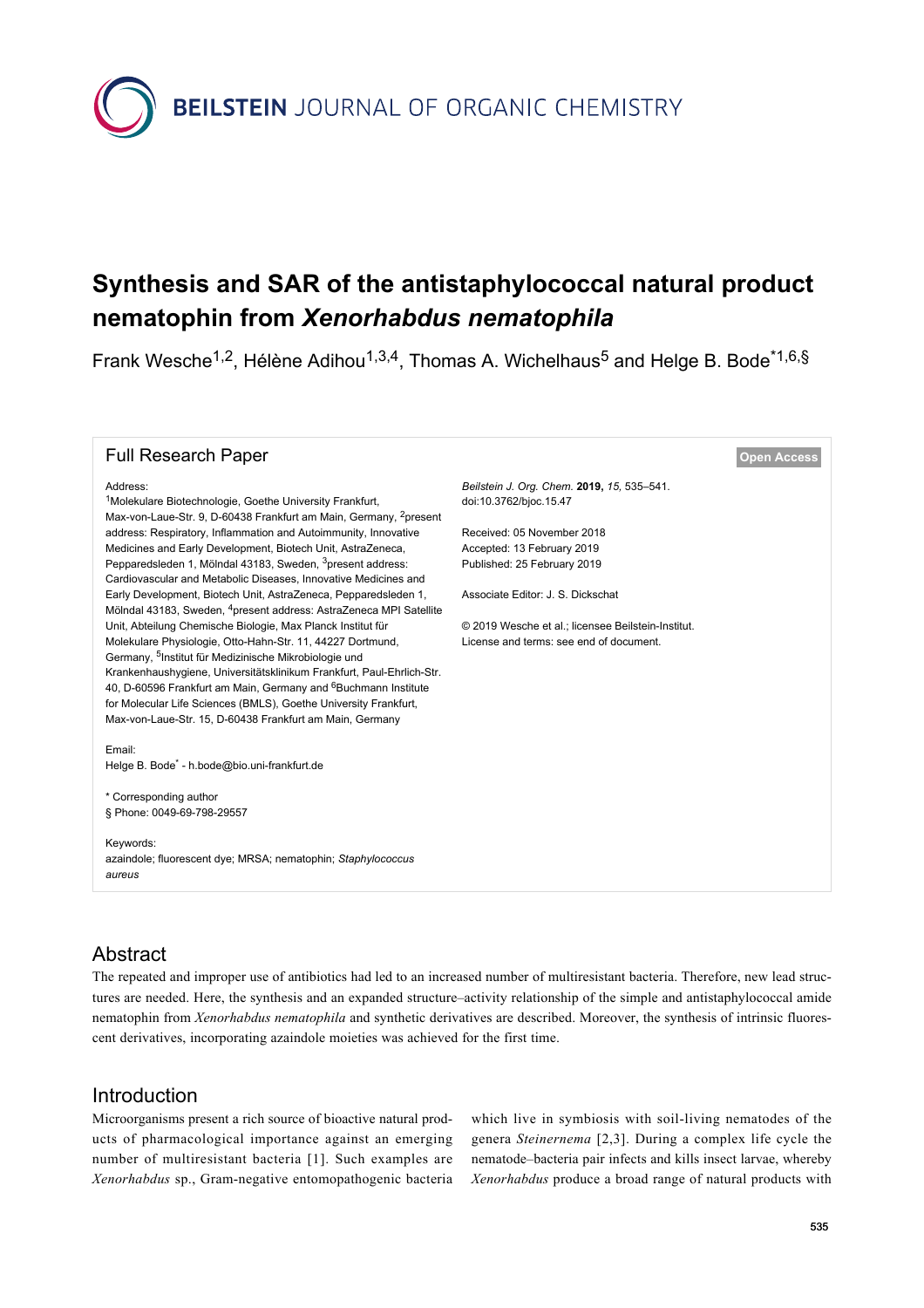# Synthesis and SAR of the antistaphylococcal natural product nematophin from *Xenorhabdus nematophila*

Frank Wesche[1,2], Hélène Adihou[1,3,4], Thomas A. Wichelhaus[5] and Helge B. Bode[*1,6,§]

## Full Research Paper

**Open Access**

Address:
[1]Molekulare Biotechnologie, Goethe University Frankfurt, Max-von-Laue-Str. 9, D-60438 Frankfurt am Main, Germany, [2]present address: Respiratory, Inflammation and Autoimmunity, Innovative Medicines and Early Development, Biotech Unit, AstraZeneca, Pepparedsleden 1, Mölndal 43183, Sweden, [3]present address: Cardiovascular and Metabolic Diseases, Innovative Medicines and Early Development, Biotech Unit, AstraZeneca, Pepparedsleden 1, Mölndal 43183, Sweden, [4]present address: AstraZeneca MPI Satellite Unit, Abteilung Chemische Biologie, Max Planck Institut für Molekulare Physiologie, Otto-Hahn-Str. 11, 44227 Dortmund, Germany, [5]Institut für Medizinische Mikrobiologie und Krankenhaushygiene, Universitätsklinikum Frankfurt, Paul-Ehrlich-Str. 40, D-60596 Frankfurt am Main, Germany and [6]Buchmann Institute for Molecular Life Sciences (BMLS), Goethe University Frankfurt, Max-von-Laue-Str. 15, D-60438 Frankfurt am Main, Germany

Email:
Helge B. Bode* - h.bode@bio.uni-frankfurt.de

* Corresponding author
§ Phone: 0049-69-798-29557

Keywords:
azaindole; fluorescent dye; MRSA; nematophin; *Staphylococcus aureus*

*Beilstein J. Org. Chem.* **2019,** *15,* 535–541.
doi:10.3762/bjoc.15.47

Received: 05 November 2018
Accepted: 13 February 2019
Published: 25 February 2019

Associate Editor: J. S. Dickschat

© 2019 Wesche et al.; licensee Beilstein-Institut.
License and terms: see end of document.

## Abstract

The repeated and improper use of antibiotics had led to an increased number of multiresistant bacteria. Therefore, new lead structures are needed. Here, the synthesis and an expanded structure–activity relationship of the simple and antistaphylococcal amide nematophin from *Xenorhabdus nematophila* and synthetic derivatives are described. Moreover, the synthesis of intrinsic fluorescent derivatives, incorporating azaindole moieties was achieved for the first time.

## Introduction

Microorganisms present a rich source of bioactive natural products of pharmacological importance against an emerging number of multiresistant bacteria [1]. Such examples are *Xenorhabdus* sp., Gram-negative entomopathogenic bacteria which live in symbiosis with soil-living nematodes of the genera *Steinernema* [2,3]. During a complex life cycle the nematode–bacteria pair infects and kills insect larvae, whereby *Xenorhabdus* produce a broad range of natural products with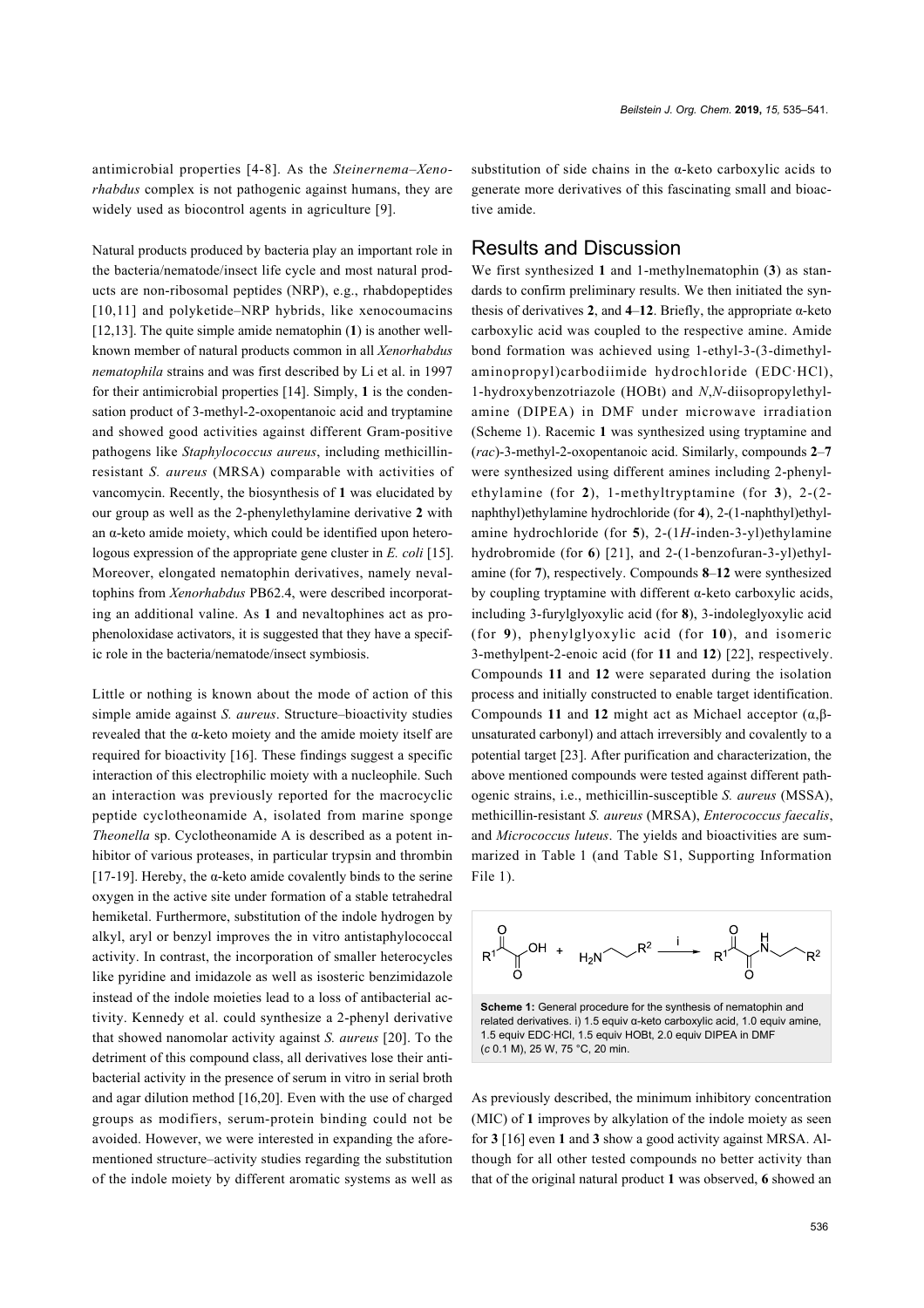antimicrobial properties [4-8]. As the *Steinernema–Xenorhabdus* complex is not pathogenic against humans, they are widely used as biocontrol agents in agriculture [9].

Natural products produced by bacteria play an important role in the bacteria/nematode/insect life cycle and most natural products are non-ribosomal peptides (NRP), e.g., rhabdopeptides [10,11] and polyketide–NRP hybrids, like xenocoumacins [12,13]. The quite simple amide nematophin (**1**) is another well-known member of natural products common in all *Xenorhabdus nematophila* strains and was first described by Li et al. in 1997 for their antimicrobial properties [14]. Simply, **1** is the condensation product of 3-methyl-2-oxopentanoic acid and tryptamine and showed good activities against different Gram-positive pathogens like *Staphylococcus aureus*, including methicillin-resistant *S. aureus* (MRSA) comparable with activities of vancomycin. Recently, the biosynthesis of **1** was elucidated by our group as well as the 2-phenylethylamine derivative **2** with an α-keto amide moiety, which could be identified upon heterologous expression of the appropriate gene cluster in *E. coli* [15]. Moreover, elongated nematophin derivatives, namely nevaltophins from *Xenorhabdus* PB62.4, were described incorporating an additional valine. As **1** and nevaltophines act as prophenoloxidase activators, it is suggested that they have a specific role in the bacteria/nematode/insect symbiosis.

Little or nothing is known about the mode of action of this simple amide against *S. aureus*. Structure–bioactivity studies revealed that the α-keto moiety and the amide moiety itself are required for bioactivity [16]. These findings suggest a specific interaction of this electrophilic moiety with a nucleophile. Such an interaction was previously reported for the macrocyclic peptide cyclotheonamide A, isolated from marine sponge *Theonella* sp. Cyclotheonamide A is described as a potent inhibitor of various proteases, in particular trypsin and thrombin [17-19]. Hereby, the α-keto amide covalently binds to the serine oxygen in the active site under formation of a stable tetrahedral hemiketal. Furthermore, substitution of the indole hydrogen by alkyl, aryl or benzyl improves the in vitro antistaphylococcal activity. In contrast, the incorporation of smaller heterocycles like pyridine and imidazole as well as isosteric benzimidazole instead of the indole moieties lead to a loss of antibacterial activity. Kennedy et al. could synthesize a 2-phenyl derivative that showed nanomolar activity against *S. aureus* [20]. To the detriment of this compound class, all derivatives lose their antibacterial activity in the presence of serum in vitro in serial broth and agar dilution method [16,20]. Even with the use of charged groups as modifiers, serum-protein binding could not be avoided. However, we were interested in expanding the aforementioned structure–activity studies regarding the substitution of the indole moiety by different aromatic systems as well as substitution of side chains in the α-keto carboxylic acids to generate more derivatives of this fascinating small and bioactive amide.

## Results and Discussion

We first synthesized **1** and 1-methylnematophin (**3**) as standards to confirm preliminary results. We then initiated the synthesis of derivatives **2**, and **4**–**12**. Briefly, the appropriate α-keto carboxylic acid was coupled to the respective amine. Amide bond formation was achieved using 1-ethyl-3-(3-dimethylaminopropyl)carbodiimide hydrochloride (EDC·HCl), 1-hydroxybenzotriazole (HOBt) and *N*,*N*-diisopropylethylamine (DIPEA) in DMF under microwave irradiation (Scheme 1). Racemic **1** was synthesized using tryptamine and (*rac*)-3-methyl-2-oxopentanoic acid. Similarly, compounds **2**–**7** were synthesized using different amines including 2-phenylethylamine (for **2**), 1-methyltryptamine (for **3**), 2-(2-naphthyl)ethylamine hydrochloride (for **4**), 2-(1-naphthyl)ethylamine hydrochloride (for **5**), 2-(1*H*-inden-3-yl)ethylamine hydrobromide (for **6**) [21], and 2-(1-benzofuran-3-yl)ethylamine (for **7**), respectively. Compounds **8**–**12** were synthesized by coupling tryptamine with different α-keto carboxylic acids, including 3-furylglyoxylic acid (for **8**), 3-indoleglyoxylic acid (for **9**), phenylglyoxylic acid (for **10**), and isomeric 3-methylpent-2-enoic acid (for **11** and **12**) [22], respectively. Compounds **11** and **12** were separated during the isolation process and initially constructed to enable target identification. Compounds **11** and **12** might act as Michael acceptor (α,β-unsaturated carbonyl) and attach irreversibly and covalently to a potential target [23]. After purification and characterization, the above mentioned compounds were tested against different pathogenic strains, i.e., methicillin-susceptible *S. aureus* (MSSA), methicillin-resistant *S. aureus* (MRSA), *Enterococcus faecalis*, and *Micrococcus luteus*. The yields and bioactivities are summarized in Table 1 (and Table S1, Supporting Information File 1).

**Scheme 1:** General procedure for the synthesis of nematophin and related derivatives. i) 1.5 equiv α-keto carboxylic acid, 1.0 equiv amine, 1.5 equiv EDC·HCl, 1.5 equiv HOBt, 2.0 equiv DIPEA in DMF (*c* 0.1 M), 25 W, 75 °C, 20 min.

As previously described, the minimum inhibitory concentration (MIC) of **1** improves by alkylation of the indole moiety as seen for **3** [16] even **1** and **3** show a good activity against MRSA. Although for all other tested compounds no better activity than that of the original natural product **1** was observed, **6** showed an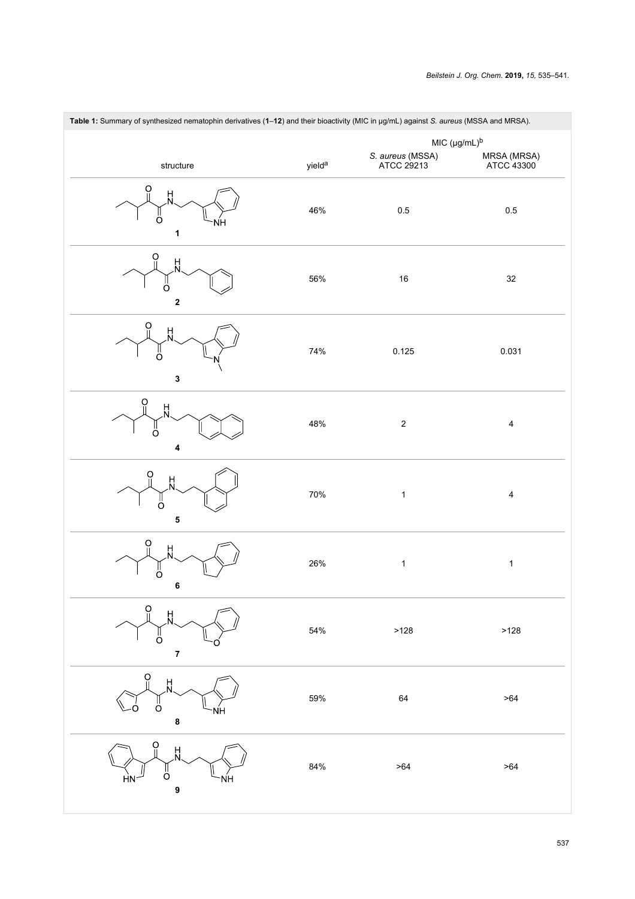**Table 1:** Summary of synthesized nematophin derivatives (**1**–**12**) and their bioactivity (MIC in µg/mL) against *S. aureus* (MSSA and MRSA).

| structure | yield[a] | MIC (µg/mL)[b] | |
|---|---|---|---|
| | | *S. aureus* (MSSA) ATCC 29213 | MRSA (MRSA) ATCC 43300 |
| **1** | 46% | 0.5 | 0.5 |
| **2** | 56% | 16 | 32 |
| **3** | 74% | 0.125 | 0.031 |
| **4** | 48% | 2 | 4 |
| **5** | 70% | 1 | 4 |
| **6** | 26% | 1 | 1 |
| **7** | 54% | >128 | >128 |
| **8** | 59% | 64 | >64 |
| **9** | 84% | >64 | >64 |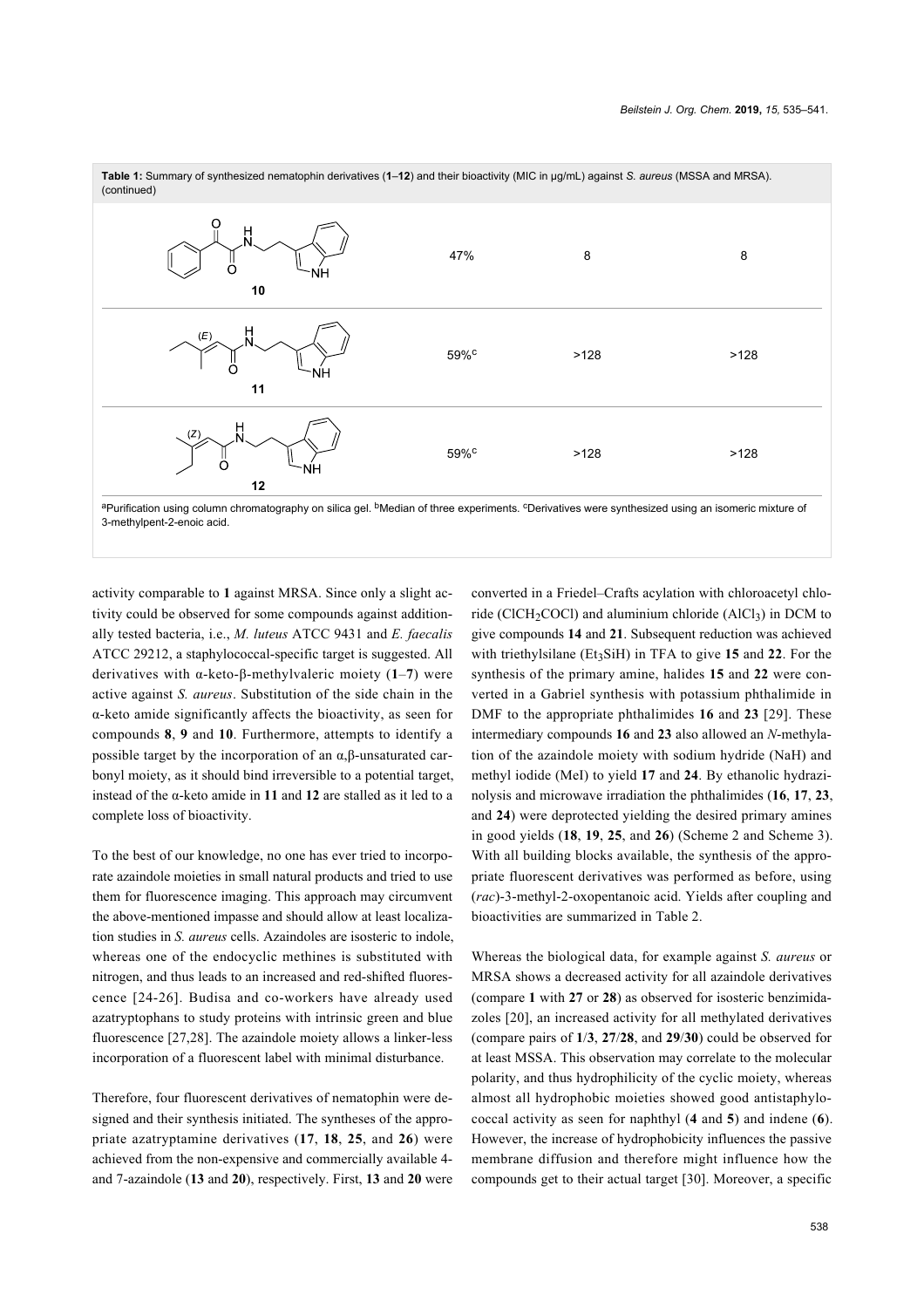**Table 1:** Summary of synthesized nematophin derivatives (**1**–**12**) and their bioactivity (MIC in µg/mL) against *S. aureus* (MSSA and MRSA). (continued)

| Compound | Yield | MSSA | MRSA |
|---|---|---|---|
| **10** | 47% | 8 | 8 |
| **11** | 59%[c] | >128 | >128 |
| **12** | 59%[c] | >128 | >128 |

[a]Purification using column chromatography on silica gel. [b]Median of three experiments. [c]Derivatives were synthesized using an isomeric mixture of 3-methylpent-2-enoic acid.

activity comparable to **1** against MRSA. Since only a slight activity could be observed for some compounds against additionally tested bacteria, i.e., *M. luteus* ATCC 9431 and *E. faecalis* ATCC 29212, a staphylococcal-specific target is suggested. All derivatives with α-keto-β-methylvaleric moiety (**1**–**7**) were active against *S. aureus*. Substitution of the side chain in the α-keto amide significantly affects the bioactivity, as seen for compounds **8**, **9** and **10**. Furthermore, attempts to identify a possible target by the incorporation of an α,β-unsaturated carbonyl moiety, as it should bind irreversible to a potential target, instead of the α-keto amide in **11** and **12** are stalled as it led to a complete loss of bioactivity.

To the best of our knowledge, no one has ever tried to incorporate azaindole moieties in small natural products and tried to use them for fluorescence imaging. This approach may circumvent the above-mentioned impasse and should allow at least localization studies in *S. aureus* cells. Azaindoles are isosteric to indole, whereas one of the endocyclic methines is substituted with nitrogen, and thus leads to an increased and red-shifted fluorescence [24-26]. Budisa and co-workers have already used azatryptophans to study proteins with intrinsic green and blue fluorescence [27,28]. The azaindole moiety allows a linker-less incorporation of a fluorescent label with minimal disturbance.

Therefore, four fluorescent derivatives of nematophin were designed and their synthesis initiated. The syntheses of the appropriate azatryptamine derivatives (**17**, **18**, **25**, and **26**) were achieved from the non-expensive and commercially available 4- and 7-azaindole (**13** and **20**), respectively. First, **13** and **20** were converted in a Friedel–Crafts acylation with chloroacetyl chloride ($ClCH_2COCl$) and aluminium chloride ($AlCl_3$) in DCM to give compounds **14** and **21**. Subsequent reduction was achieved with triethylsilane ($Et_3SiH$) in TFA to give **15** and **22**. For the synthesis of the primary amine, halides **15** and **22** were converted in a Gabriel synthesis with potassium phthalimide in DMF to the appropriate phthalimides **16** and **23** [29]. These intermediary compounds **16** and **23** also allowed an *N*-methylation of the azaindole moiety with sodium hydride (NaH) and methyl iodide (MeI) to yield **17** and **24**. By ethanolic hydrazinolysis and microwave irradiation the phthalimides (**16**, **17**, **23**, and **24**) were deprotected yielding the desired primary amines in good yields (**18**, **19**, **25**, and **26**) (Scheme 2 and Scheme 3). With all building blocks available, the synthesis of the appropriate fluorescent derivatives was performed as before, using (*rac*)-3-methyl-2-oxopentanoic acid. Yields after coupling and bioactivities are summarized in Table 2.

Whereas the biological data, for example against *S. aureus* or MRSA shows a decreased activity for all azaindole derivatives (compare **1** with **27** or **28**) as observed for isosteric benzimidazoles [20], an increased activity for all methylated derivatives (compare pairs of **1**/**3**, **27**/**28**, and **29**/**30**) could be observed for at least MSSA. This observation may correlate to the molecular polarity, and thus hydrophilicity of the cyclic moiety, whereas almost all hydrophobic moieties showed good antistaphylococcal activity as seen for naphthyl (**4** and **5**) and indene (**6**). However, the increase of hydrophobicity influences the passive membrane diffusion and therefore might influence how the compounds get to their actual target [30]. Moreover, a specific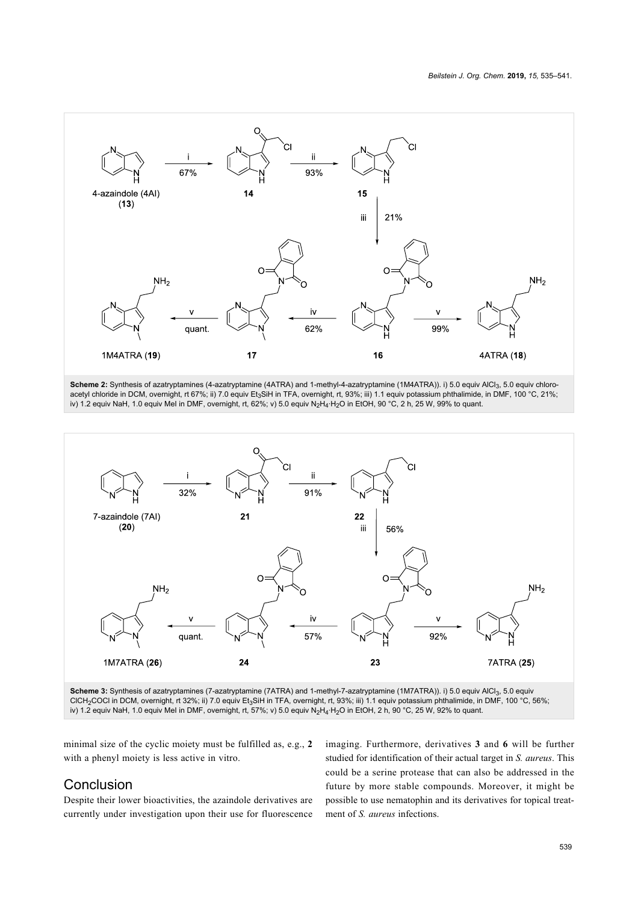**Scheme 2:** Synthesis of azatryptamines (4-azatryptamine (4ATRA) and 1-methyl-4-azatryptamine (1M4ATRA)). i) 5.0 equiv $AlCl_3$, 5.0 equiv chloroacetyl chloride in DCM, overnight, rt 67%; ii) 7.0 equiv $Et_3SiH$ in TFA, overnight, rt, 93%; iii) 1.1 equiv potassium phthalimide, in DMF, 100 °C, 21%; iv) 1.2 equiv NaH, 1.0 equiv MeI in DMF, overnight, rt, 62%; v) 5.0 equiv $N_2H_4 \cdot H_2O$ in EtOH, 90 °C, 2 h, 25 W, 99% to quant.

**Scheme 3:** Synthesis of azatryptamines (7-azatryptamine (7ATRA) and 1-methyl-7-azatryptamine (1M7ATRA)). i) 5.0 equiv $AlCl_3$, 5.0 equiv $ClCH_2COCl$ in DCM, overnight, rt 32%; ii) 7.0 equiv $Et_3SiH$ in TFA, overnight, rt, 93%; iii) 1.1 equiv potassium phthalimide, in DMF, 100 °C, 56%; iv) 1.2 equiv NaH, 1.0 equiv MeI in DMF, overnight, rt, 57%; v) 5.0 equiv $N_2H_4 \cdot H_2O$ in EtOH, 2 h, 90 °C, 25 W, 92% to quant.

minimal size of the cyclic moiety must be fulfilled as, e.g., **2** with a phenyl moiety is less active in vitro.

## Conclusion

Despite their lower bioactivities, the azaindole derivatives are currently under investigation upon their use for fluorescence imaging. Furthermore, derivatives **3** and **6** will be further studied for identification of their actual target in *S. aureus*. This could be a serine protease that can also be addressed in the future by more stable compounds. Moreover, it might be possible to use nematophin and its derivatives for topical treatment of *S. aureus* infections.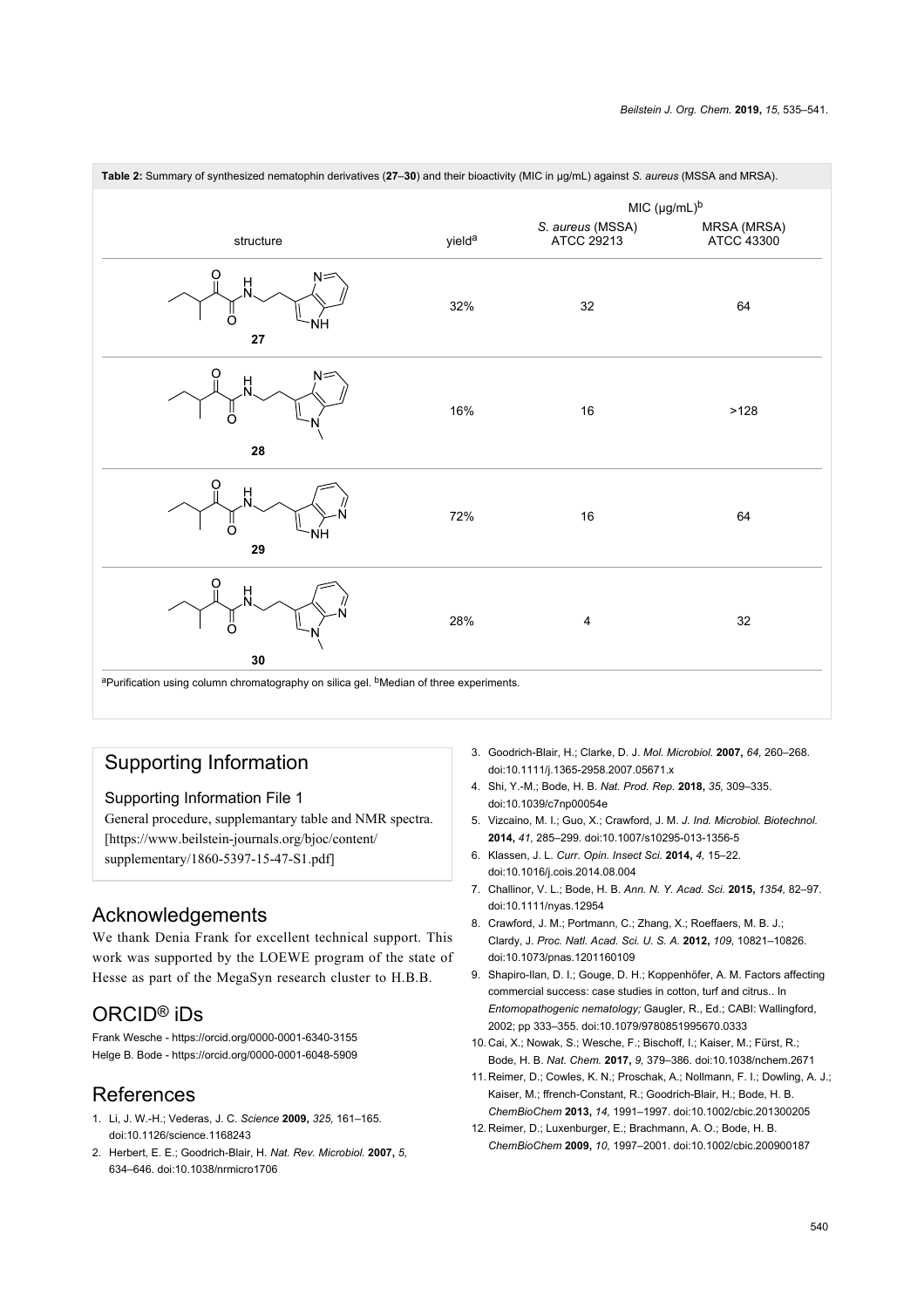**Table 2:** Summary of synthesized nematophin derivatives (**27**–**30**) and their bioactivity (MIC in µg/mL) against *S. aureus* (MSSA and MRSA).

| structure | yield[a] | MIC (µg/mL)[b] | |
|---|---|---|---|
| | | *S. aureus* (MSSA) ATCC 29213 | MRSA (MRSA) ATCC 43300 |
| **27** | 32% | 32 | 64 |
| **28** | 16% | 16 | >128 |
| **29** | 72% | 16 | 64 |
| **30** | 28% | 4 | 32 |

[a]Purification using column chromatography on silica gel. [b]Median of three experiments.

## Supporting Information

### Supporting Information File 1

General procedure, suplemantary table and NMR spectra.
[https://www.beilstein-journals.org/bjoc/content/supplementary/1860-5397-15-47-S1.pdf]

## Acknowledgements

We thank Denia Frank for excellent technical support. This work was supported by the LOEWE program of the state of Hesse as part of the MegaSyn research cluster to H.B.B.

## ORCID® iDs

Frank Wesche - https://orcid.org/0000-0001-6340-3155
Helge B. Bode - https://orcid.org/0000-0001-6048-5909

## References

1. Li, J. W.-H.; Vederas, J. C. *Science* **2009,** *325,* 161–165. doi:10.1126/science.1168243
2. Herbert, E. E.; Goodrich-Blair, H. *Nat. Rev. Microbiol.* **2007,** *5,* 634–646. doi:10.1038/nrmicro1706
3. Goodrich-Blair, H.; Clarke, D. J. *Mol. Microbiol.* **2007,** *64,* 260–268. doi:10.1111/j.1365-2958.2007.05671.x
4. Shi, Y.-M.; Bode, H. B. *Nat. Prod. Rep.* **2018,** *35,* 309–335. doi:10.1039/c7np00054e
5. Vizcaino, M. I.; Guo, X.; Crawford, J. M. *J. Ind. Microbiol. Biotechnol.* **2014,** *41,* 285–299. doi:10.1007/s10295-013-1356-5
6. Klassen, J. L. *Curr. Opin. Insect Sci.* **2014,** *4,* 15–22. doi:10.1016/j.cois.2014.08.004
7. Challinor, V. L.; Bode, H. B. *Ann. N. Y. Acad. Sci.* **2015,** *1354,* 82–97. doi:10.1111/nyas.12954
8. Crawford, J. M.; Portmann, C.; Zhang, X.; Roeffaers, M. B. J.; Clardy, J. *Proc. Natl. Acad. Sci. U. S. A.* **2012,** *109,* 10821–10826. doi:10.1073/pnas.1201160109
9. Shapiro-Ilan, D. I.; Gouge, D. H.; Koppenhöfer, A. M. Factors affecting commercial success: case studies in cotton, turf and citrus.. In *Entomopathogenic nematology;* Gaugler, R., Ed.; CABI: Wallingford, 2002; pp 333–355. doi:10.1079/9780851995670.0333
10. Cai, X.; Nowak, S.; Wesche, F.; Bischoff, I.; Kaiser, M.; Fürst, R.; Bode, H. B. *Nat. Chem.* **2017,** *9,* 379–386. doi:10.1038/nchem.2671
11. Reimer, D.; Cowles, K. N.; Proschak, A.; Nollmann, F. I.; Dowling, A. J.; Kaiser, M.; ffrench-Constant, R.; Goodrich-Blair, H.; Bode, H. B. *ChemBioChem* **2013,** *14,* 1991–1997. doi:10.1002/cbic.201300205
12. Reimer, D.; Luxenburger, E.; Brachmann, A. O.; Bode, H. B. *ChemBioChem* **2009,** *10,* 1997–2001. doi:10.1002/cbic.200900187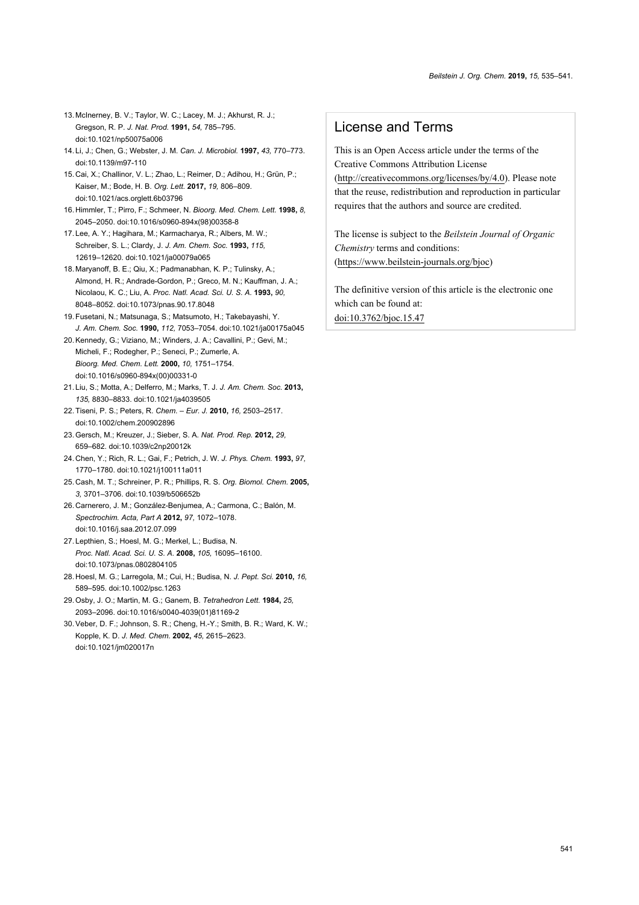13. McInerney, B. V.; Taylor, W. C.; Lacey, M. J.; Akhurst, R. J.; Gregson, R. P. *J. Nat. Prod.* **1991,** *54,* 785–795. doi:10.1021/np50075a006
14. Li, J.; Chen, G.; Webster, J. M. *Can. J. Microbiol.* **1997,** *43,* 770–773. doi:10.1139/m97-110
15. Cai, X.; Challinor, V. L.; Zhao, L.; Reimer, D.; Adihou, H.; Grün, P.; Kaiser, M.; Bode, H. B. *Org. Lett.* **2017,** *19,* 806–809. doi:10.1021/acs.orglett.6b03796
16. Himmler, T.; Pirro, F.; Schmeer, N. *Bioorg. Med. Chem. Lett.* **1998,** *8,* 2045–2050. doi:10.1016/s0960-894x(98)00358-8
17. Lee, A. Y.; Hagihara, M.; Karmacharya, R.; Albers, M. W.; Schreiber, S. L.; Clardy, J. *J. Am. Chem. Soc.* **1993,** *115,* 12619–12620. doi:10.1021/ja00079a065
18. Maryanoff, B. E.; Qiu, X.; Padmanabhan, K. P.; Tulinsky, A.; Almond, H. R.; Andrade-Gordon, P.; Greco, M. N.; Kauffman, J. A.; Nicolaou, K. C.; Liu, A. *Proc. Natl. Acad. Sci. U. S. A.* **1993,** *90,* 8048–8052. doi:10.1073/pnas.90.17.8048
19. Fusetani, N.; Matsunaga, S.; Matsumoto, H.; Takebayashi, Y. *J. Am. Chem. Soc.* **1990,** *112,* 7053–7054. doi:10.1021/ja00175a045
20. Kennedy, G.; Viziano, M.; Winders, J. A.; Cavallini, P.; Gevi, M.; Micheli, F.; Rodegher, P.; Seneci, P.; Zumerle, A. *Bioorg. Med. Chem. Lett.* **2000,** *10,* 1751–1754. doi:10.1016/s0960-894x(00)00331-0
21. Liu, S.; Motta, A.; Delferro, M.; Marks, T. J. *J. Am. Chem. Soc.* **2013,** *135,* 8830–8833. doi:10.1021/ja4039505
22. Tiseni, P. S.; Peters, R. *Chem. – Eur. J.* **2010,** *16,* 2503–2517. doi:10.1002/chem.200902896
23. Gersch, M.; Kreuzer, J.; Sieber, S. A. *Nat. Prod. Rep.* **2012,** *29,* 659–682. doi:10.1039/c2np20012k
24. Chen, Y.; Rich, R. L.; Gai, F.; Petrich, J. W. *J. Phys. Chem.* **1993,** *97,* 1770–1780. doi:10.1021/j100111a011
25. Cash, M. T.; Schreiner, P. R.; Phillips, R. S. *Org. Biomol. Chem.* **2005,** *3,* 3701–3706. doi:10.1039/b506652b
26. Carnerero, J. M.; González-Benjumea, A.; Carmona, C.; Balón, M. *Spectrochim. Acta, Part A* **2012,** *97,* 1072–1078. doi:10.1016/j.saa.2012.07.099
27. Lepthien, S.; Hoesl, M. G.; Merkel, L.; Budisa, N. *Proc. Natl. Acad. Sci. U. S. A.* **2008,** *105,* 16095–16100. doi:10.1073/pnas.0802804105
28. Hoesl, M. G.; Larregola, M.; Cui, H.; Budisa, N. *J. Pept. Sci.* **2010,** *16,* 589–595. doi:10.1002/psc.1263
29. Osby, J. O.; Martin, M. G.; Ganem, B. *Tetrahedron Lett.* **1984,** *25,* 2093–2096. doi:10.1016/s0040-4039(01)81169-2
30. Veber, D. F.; Johnson, S. R.; Cheng, H.-Y.; Smith, B. R.; Ward, K. W.; Kopple, K. D. *J. Med. Chem.* **2002,** *45,* 2615–2623. doi:10.1021/jm020017n

## License and Terms

This is an Open Access article under the terms of the Creative Commons Attribution License (http://creativecommons.org/licenses/by/4.0). Please note that the reuse, redistribution and reproduction in particular requires that the authors and source are credited.

The license is subject to the *Beilstein Journal of Organic Chemistry* terms and conditions: (https://www.beilstein-journals.org/bjoc)

The definitive version of this article is the electronic one which can be found at:
doi:10.3762/bjoc.15.47